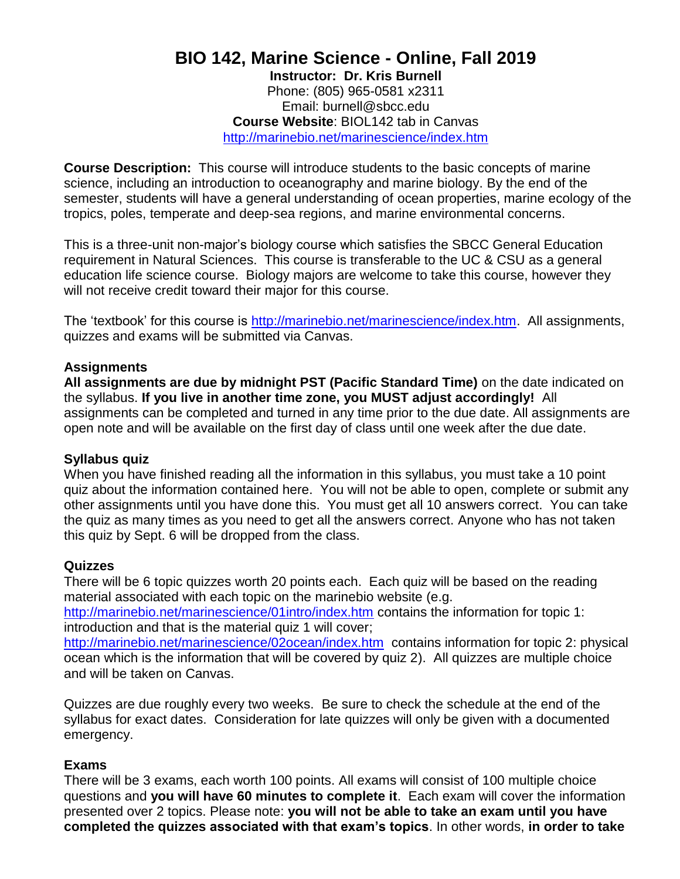# BIO 142, Marine Science - Online, Fall 2019

**Instructor: Dr. Kris Burnell**
Phone: (805) 965-0581 x2311
Email: burnell@sbcc.edu
**Course Website**: BIOL142 tab in Canvas
http://marinebio.net/marinescience/index.htm

**Course Description:** This course will introduce students to the basic concepts of marine science, including an introduction to oceanography and marine biology. By the end of the semester, students will have a general understanding of ocean properties, marine ecology of the tropics, poles, temperate and deep-sea regions, and marine environmental concerns.

This is a three-unit non-major's biology course which satisfies the SBCC General Education requirement in Natural Sciences. This course is transferable to the UC & CSU as a general education life science course. Biology majors are welcome to take this course, however they will not receive credit toward their major for this course.

The 'textbook' for this course is http://marinebio.net/marinescience/index.htm. All assignments, quizzes and exams will be submitted via Canvas.

### Assignments

**All assignments are due by midnight PST (Pacific Standard Time)** on the date indicated on the syllabus. **If you live in another time zone, you MUST adjust accordingly!** All assignments can be completed and turned in any time prior to the due date. All assignments are open note and will be available on the first day of class until one week after the due date.

### Syllabus quiz

When you have finished reading all the information in this syllabus, you must take a 10 point quiz about the information contained here. You will not be able to open, complete or submit any other assignments until you have done this. You must get all 10 answers correct. You can take the quiz as many times as you need to get all the answers correct. Anyone who has not taken this quiz by Sept. 6 will be dropped from the class.

### Quizzes

There will be 6 topic quizzes worth 20 points each. Each quiz will be based on the reading material associated with each topic on the marinebio website (e.g. http://marinebio.net/marinescience/01intro/index.htm contains the information for topic 1: introduction and that is the material quiz 1 will cover; http://marinebio.net/marinescience/02ocean/index.htm contains information for topic 2: physical ocean which is the information that will be covered by quiz 2). All quizzes are multiple choice and will be taken on Canvas.

Quizzes are due roughly every two weeks. Be sure to check the schedule at the end of the syllabus for exact dates. Consideration for late quizzes will only be given with a documented emergency.

### Exams

There will be 3 exams, each worth 100 points. All exams will consist of 100 multiple choice questions and **you will have 60 minutes to complete it**. Each exam will cover the information presented over 2 topics. Please note: **you will not be able to take an exam until you have completed the quizzes associated with that exam's topics**. In other words, **in order to take**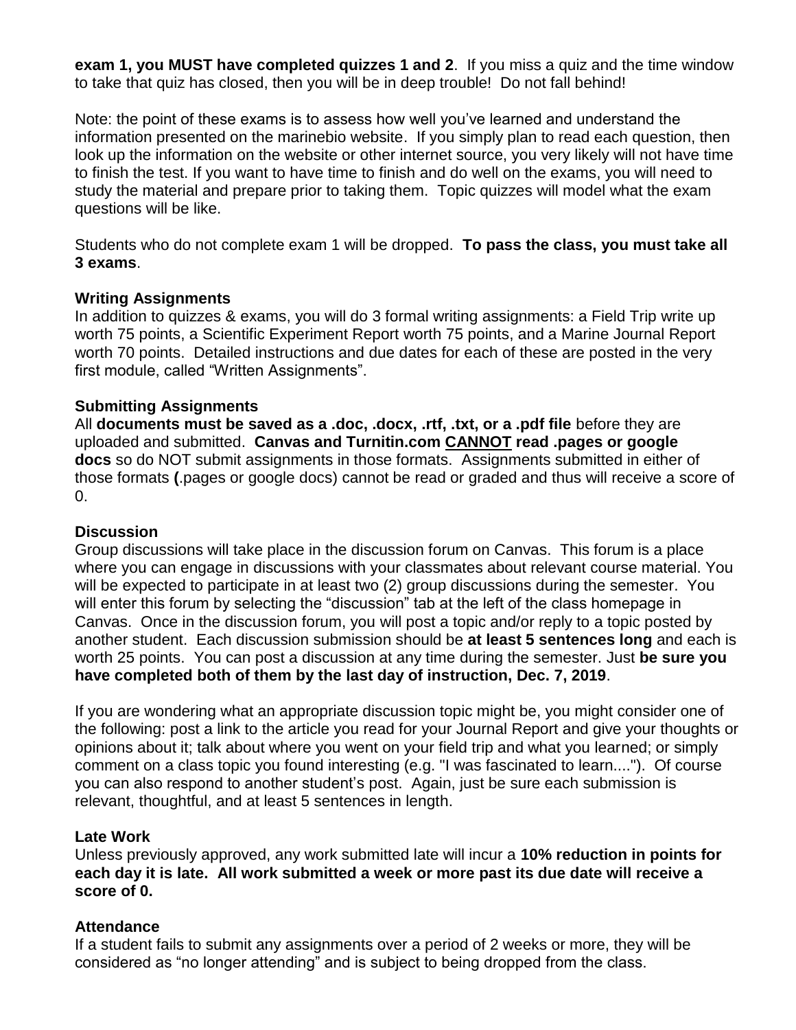**exam 1, you MUST have completed quizzes 1 and 2**. If you miss a quiz and the time window to take that quiz has closed, then you will be in deep trouble! Do not fall behind!

Note: the point of these exams is to assess how well you've learned and understand the information presented on the marinebio website. If you simply plan to read each question, then look up the information on the website or other internet source, you very likely will not have time to finish the test. If you want to have time to finish and do well on the exams, you will need to study the material and prepare prior to taking them. Topic quizzes will model what the exam questions will be like.

Students who do not complete exam 1 will be dropped. **To pass the class, you must take all 3 exams**.

### Writing Assignments

In addition to quizzes & exams, you will do 3 formal writing assignments: a Field Trip write up worth 75 points, a Scientific Experiment Report worth 75 points, and a Marine Journal Report worth 70 points. Detailed instructions and due dates for each of these are posted in the very first module, called "Written Assignments".

### Submitting Assignments

All **documents must be saved as a .doc, .docx, .rtf, .txt, or a .pdf file** before they are uploaded and submitted. **Canvas and Turnitin.com CANNOT read .pages or google docs** so do NOT submit assignments in those formats. Assignments submitted in either of those formats **(**.pages or google docs) cannot be read or graded and thus will receive a score of 0.

### Discussion

Group discussions will take place in the discussion forum on Canvas. This forum is a place where you can engage in discussions with your classmates about relevant course material. You will be expected to participate in at least two (2) group discussions during the semester. You will enter this forum by selecting the "discussion" tab at the left of the class homepage in Canvas. Once in the discussion forum, you will post a topic and/or reply to a topic posted by another student. Each discussion submission should be **at least 5 sentences long** and each is worth 25 points. You can post a discussion at any time during the semester. Just **be sure you have completed both of them by the last day of instruction, Dec. 7, 2019**.

If you are wondering what an appropriate discussion topic might be, you might consider one of the following: post a link to the article you read for your Journal Report and give your thoughts or opinions about it; talk about where you went on your field trip and what you learned; or simply comment on a class topic you found interesting (e.g. "I was fascinated to learn...."). Of course you can also respond to another student's post. Again, just be sure each submission is relevant, thoughtful, and at least 5 sentences in length.

### Late Work

Unless previously approved, any work submitted late will incur a **10% reduction in points for each day it is late. All work submitted a week or more past its due date will receive a score of 0.**

### Attendance

If a student fails to submit any assignments over a period of 2 weeks or more, they will be considered as "no longer attending" and is subject to being dropped from the class.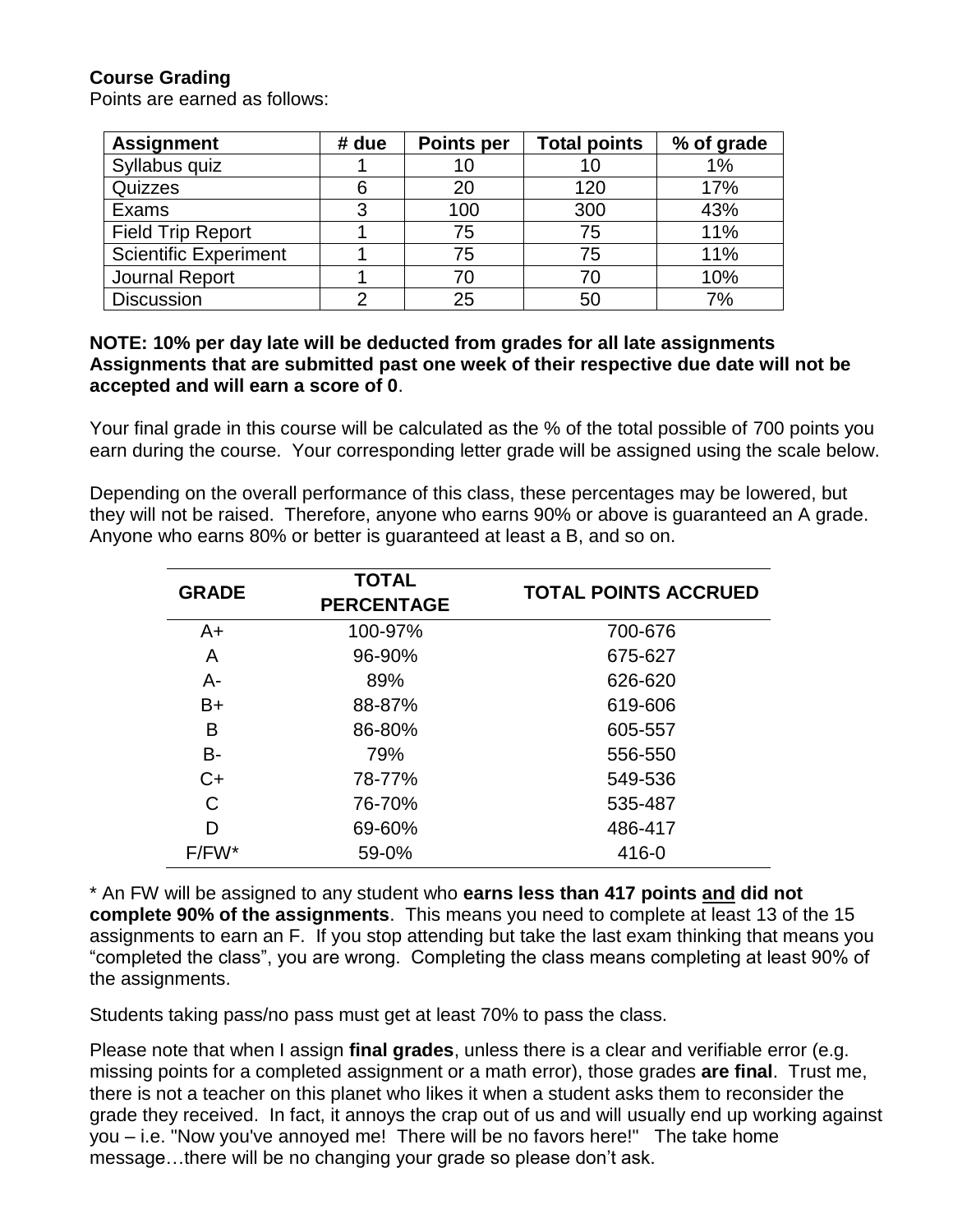**Course Grading**

Points are earned as follows:

| Assignment | # due | Points per | Total points | % of grade |
|---|---|---|---|---|
| Syllabus quiz | 1 | 10 | 10 | 1% |
| Quizzes | 6 | 20 | 120 | 17% |
| Exams | 3 | 100 | 300 | 43% |
| Field Trip Report | 1 | 75 | 75 | 11% |
| Scientific Experiment | 1 | 75 | 75 | 11% |
| Journal Report | 1 | 70 | 70 | 10% |
| Discussion | 2 | 25 | 50 | 7% |

**NOTE: 10% per day late will be deducted from grades for all late assignments Assignments that are submitted past one week of their respective due date will not be accepted and will earn a score of 0**.

Your final grade in this course will be calculated as the % of the total possible of 700 points you earn during the course. Your corresponding letter grade will be assigned using the scale below.

Depending on the overall performance of this class, these percentages may be lowered, but they will not be raised. Therefore, anyone who earns 90% or above is guaranteed an A grade. Anyone who earns 80% or better is guaranteed at least a B, and so on.

| GRADE | TOTAL PERCENTAGE | TOTAL POINTS ACCRUED |
|---|---|---|
| A+ | 100-97% | 700-676 |
| A | 96-90% | 675-627 |
| A- | 89% | 626-620 |
| B+ | 88-87% | 619-606 |
| B | 86-80% | 605-557 |
| B- | 79% | 556-550 |
| C+ | 78-77% | 549-536 |
| C | 76-70% | 535-487 |
| D | 69-60% | 486-417 |
| F/FW* | 59-0% | 416-0 |

\* An FW will be assigned to any student who **earns less than 417 points <u>and</u> did not complete 90% of the assignments**. This means you need to complete at least 13 of the 15 assignments to earn an F. If you stop attending but take the last exam thinking that means you "completed the class", you are wrong. Completing the class means completing at least 90% of the assignments.

Students taking pass/no pass must get at least 70% to pass the class.

Please note that when I assign **final grades**, unless there is a clear and verifiable error (e.g. missing points for a completed assignment or a math error), those grades **are final**. Trust me, there is not a teacher on this planet who likes it when a student asks them to reconsider the grade they received. In fact, it annoys the crap out of us and will usually end up working against you – i.e. "Now you've annoyed me! There will be no favors here!" The take home message…there will be no changing your grade so please don't ask.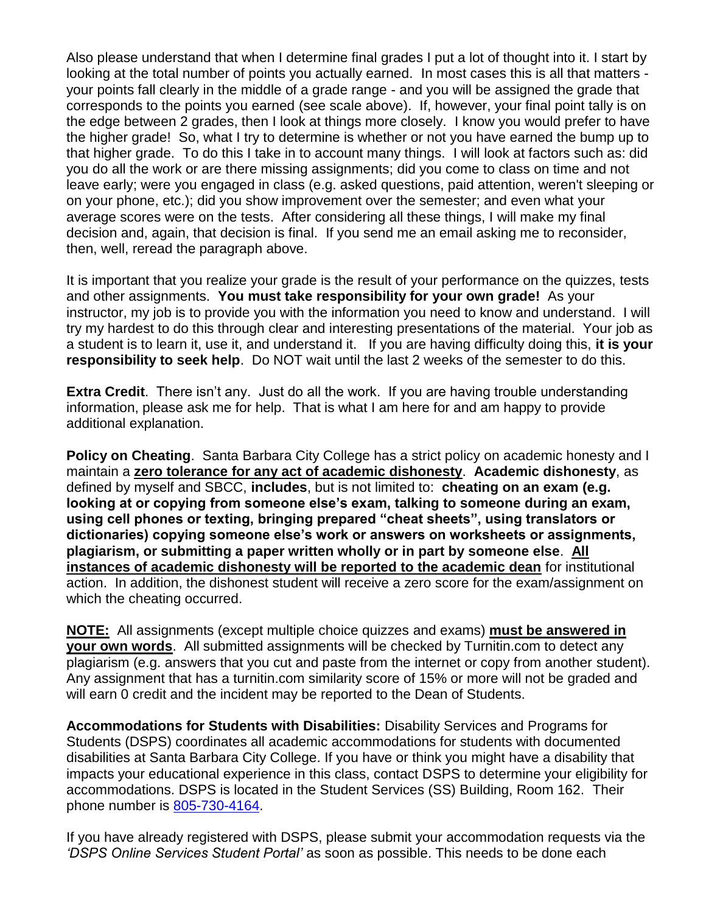Also please understand that when I determine final grades I put a lot of thought into it. I start by looking at the total number of points you actually earned. In most cases this is all that matters - your points fall clearly in the middle of a grade range - and you will be assigned the grade that corresponds to the points you earned (see scale above). If, however, your final point tally is on the edge between 2 grades, then I look at things more closely. I know you would prefer to have the higher grade! So, what I try to determine is whether or not you have earned the bump up to that higher grade. To do this I take in to account many things. I will look at factors such as: did you do all the work or are there missing assignments; did you come to class on time and not leave early; were you engaged in class (e.g. asked questions, paid attention, weren't sleeping or on your phone, etc.); did you show improvement over the semester; and even what your average scores were on the tests. After considering all these things, I will make my final decision and, again, that decision is final. If you send me an email asking me to reconsider, then, well, reread the paragraph above.

It is important that you realize your grade is the result of your performance on the quizzes, tests and other assignments. **You must take responsibility for your own grade!** As your instructor, my job is to provide you with the information you need to know and understand. I will try my hardest to do this through clear and interesting presentations of the material. Your job as a student is to learn it, use it, and understand it. If you are having difficulty doing this, **it is your responsibility to seek help**. Do NOT wait until the last 2 weeks of the semester to do this.

**Extra Credit**. There isn't any. Just do all the work. If you are having trouble understanding information, please ask me for help. That is what I am here for and am happy to provide additional explanation.

**Policy on Cheating**. Santa Barbara City College has a strict policy on academic honesty and I maintain a **zero tolerance for any act of academic dishonesty**. **Academic dishonesty**, as defined by myself and SBCC, **includes**, but is not limited to: **cheating on an exam (e.g. looking at or copying from someone else's exam, talking to someone during an exam, using cell phones or texting, bringing prepared "cheat sheets", using translators or dictionaries) copying someone else's work or answers on worksheets or assignments, plagiarism, or submitting a paper written wholly or in part by someone else**. **All instances of academic dishonesty will be reported to the academic dean** for institutional action. In addition, the dishonest student will receive a zero score for the exam/assignment on which the cheating occurred.

**NOTE:** All assignments (except multiple choice quizzes and exams) **must be answered in your own words**. All submitted assignments will be checked by Turnitin.com to detect any plagiarism (e.g. answers that you cut and paste from the internet or copy from another student). Any assignment that has a turnitin.com similarity score of 15% or more will not be graded and will earn 0 credit and the incident may be reported to the Dean of Students.

**Accommodations for Students with Disabilities:** Disability Services and Programs for Students (DSPS) coordinates all academic accommodations for students with documented disabilities at Santa Barbara City College. If you have or think you might have a disability that impacts your educational experience in this class, contact DSPS to determine your eligibility for accommodations. DSPS is located in the Student Services (SS) Building, Room 162. Their phone number is 805-730-4164.

If you have already registered with DSPS, please submit your accommodation requests via the *'DSPS Online Services Student Portal'* as soon as possible. This needs to be done each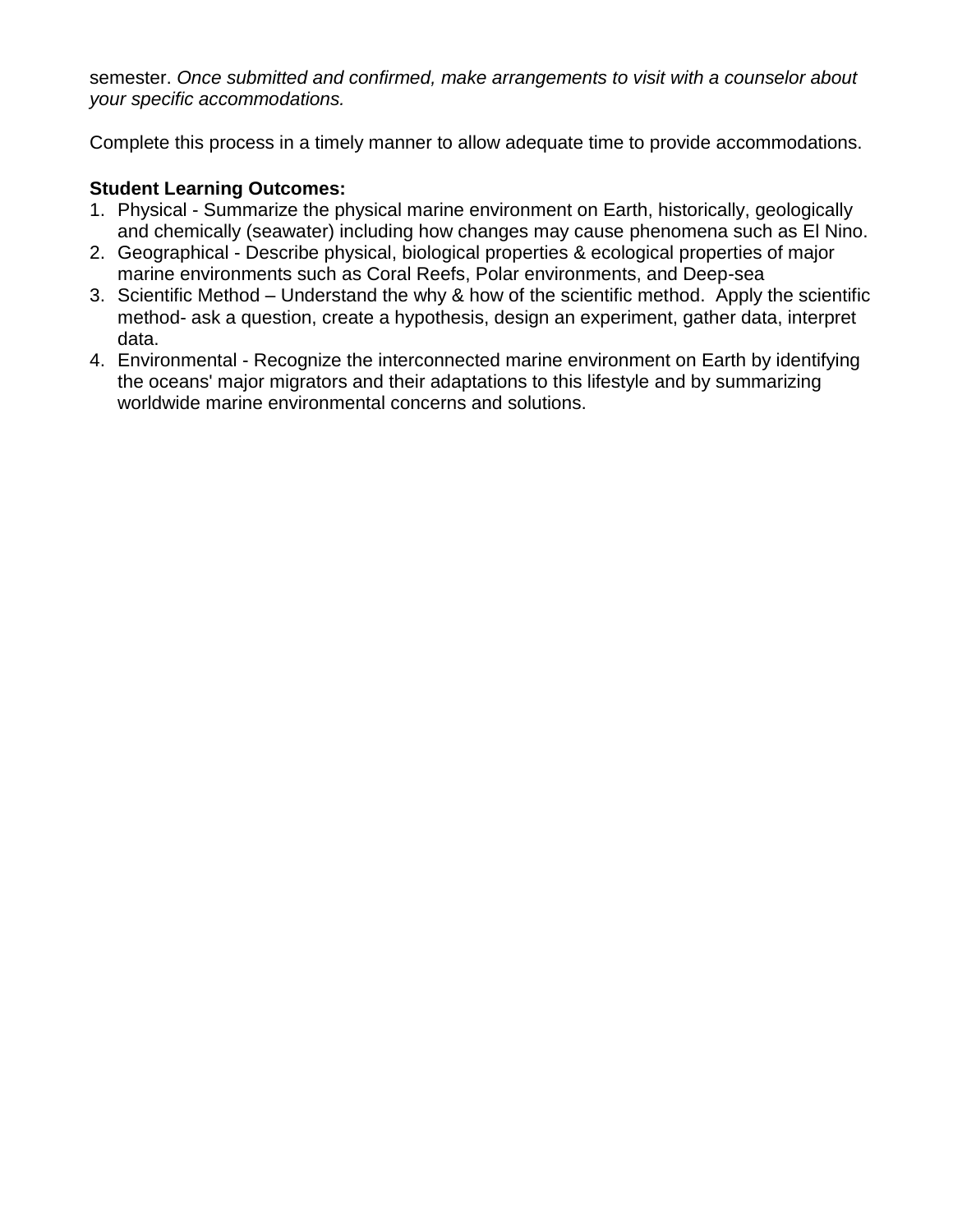semester. *Once submitted and confirmed, make arrangements to visit with a counselor about your specific accommodations.*

Complete this process in a timely manner to allow adequate time to provide accommodations.

**Student Learning Outcomes:**

1. Physical - Summarize the physical marine environment on Earth, historically, geologically and chemically (seawater) including how changes may cause phenomena such as El Nino.
2. Geographical - Describe physical, biological properties & ecological properties of major marine environments such as Coral Reefs, Polar environments, and Deep-sea
3. Scientific Method – Understand the why & how of the scientific method. Apply the scientific method- ask a question, create a hypothesis, design an experiment, gather data, interpret data.
4. Environmental - Recognize the interconnected marine environment on Earth by identifying the oceans' major migrators and their adaptations to this lifestyle and by summarizing worldwide marine environmental concerns and solutions.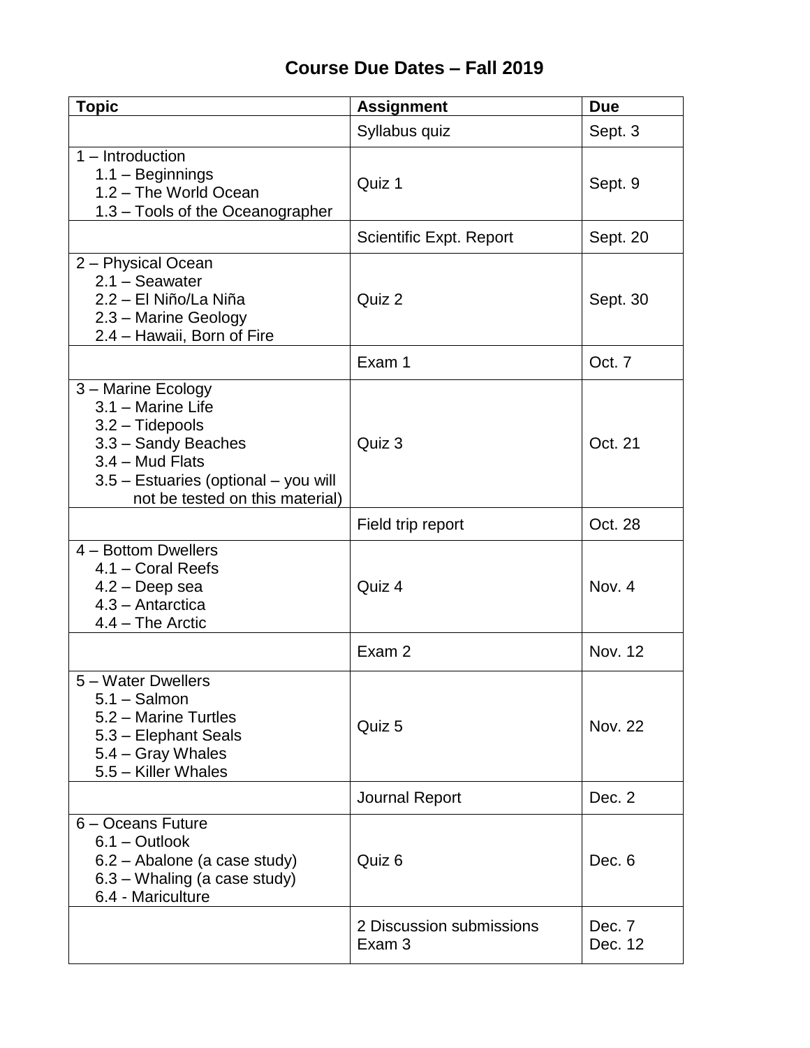# Course Due Dates – Fall 2019

| Topic | Assignment | Due |
|---|---|---|
| | Syllabus quiz | Sept. 3 |
| 1 – Introduction<br>1.1 – Beginnings<br>1.2 – The World Ocean<br>1.3 – Tools of the Oceanographer | Quiz 1 | Sept. 9 |
| | Scientific Expt. Report | Sept. 20 |
| 2 – Physical Ocean<br>2.1 – Seawater<br>2.2 – El Niño/La Niña<br>2.3 – Marine Geology<br>2.4 – Hawaii, Born of Fire | Quiz 2 | Sept. 30 |
| | Exam 1 | Oct. 7 |
| 3 – Marine Ecology<br>3.1 – Marine Life<br>3.2 – Tidepools<br>3.3 – Sandy Beaches<br>3.4 – Mud Flats<br>3.5 – Estuaries (optional – you will not be tested on this material) | Quiz 3 | Oct. 21 |
| | Field trip report | Oct. 28 |
| 4 – Bottom Dwellers<br>4.1 – Coral Reefs<br>4.2 – Deep sea<br>4.3 – Antarctica<br>4.4 – The Arctic | Quiz 4 | Nov. 4 |
| | Exam 2 | Nov. 12 |
| 5 – Water Dwellers<br>5.1 – Salmon<br>5.2 – Marine Turtles<br>5.3 – Elephant Seals<br>5.4 – Gray Whales<br>5.5 – Killer Whales | Quiz 5 | Nov. 22 |
| | Journal Report | Dec. 2 |
| 6 – Oceans Future<br>6.1 – Outlook<br>6.2 – Abalone (a case study)<br>6.3 – Whaling (a case study)<br>6.4 - Mariculture | Quiz 6 | Dec. 6 |
| | 2 Discussion submissions<br>Exam 3 | Dec. 7<br>Dec. 12 |